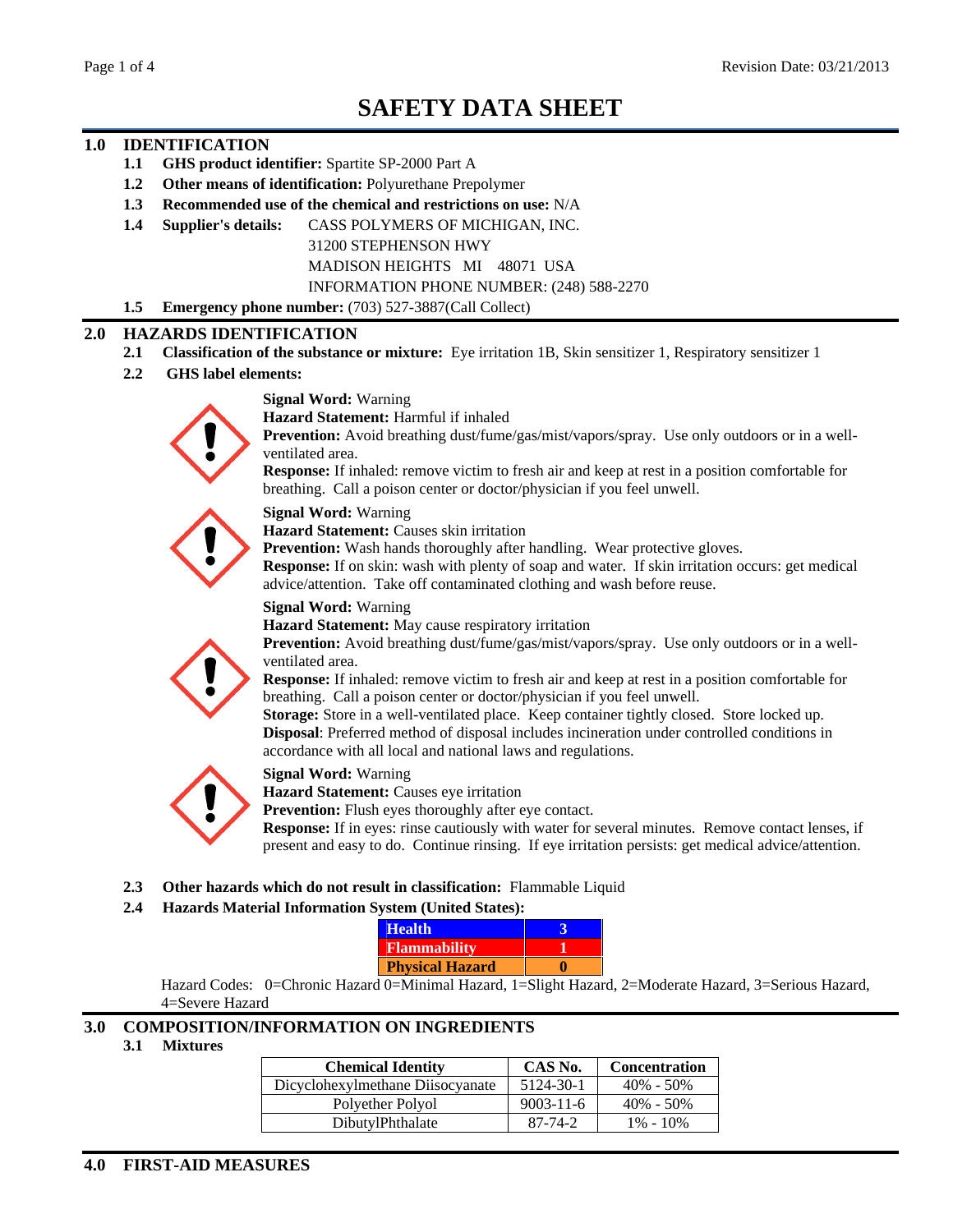# SAFETY DATA SHEET

## 1.0 IDENTIFICATION

**1.1 GHS product identifier:** Spartite SP-2000 Part A

**1.2 Other means of identification:** Polyurethane Prepolymer

**1.3 Recommended use of the chemical and restrictions on use:** N/A

**1.4 Supplier's details:** CASS POLYMERS OF MICHIGAN, INC.
31200 STEPHENSON HWY
MADISON HEIGHTS MI 48071 USA
INFORMATION PHONE NUMBER: (248) 588-2270

**1.5 Emergency phone number:** (703) 527-3887(Call Collect)

## 2.0 HAZARDS IDENTIFICATION

**2.1 Classification of the substance or mixture:** Eye irritation 1B, Skin sensitizer 1, Respiratory sensitizer 1

**2.2 GHS label elements:**

**Signal Word:** Warning
**Hazard Statement:** Harmful if inhaled
**Prevention:** Avoid breathing dust/fume/gas/mist/vapors/spray. Use only outdoors or in a well-ventilated area.
**Response:** If inhaled: remove victim to fresh air and keep at rest in a position comfortable for breathing. Call a poison center or doctor/physician if you feel unwell.

**Signal Word:** Warning
**Hazard Statement:** Causes skin irritation
**Prevention:** Wash hands thoroughly after handling. Wear protective gloves.
**Response:** If on skin: wash with plenty of soap and water. If skin irritation occurs: get medical advice/attention. Take off contaminated clothing and wash before reuse.

**Signal Word:** Warning
**Hazard Statement:** May cause respiratory irritation
**Prevention:** Avoid breathing dust/fume/gas/mist/vapors/spray. Use only outdoors or in a well-ventilated area.
**Response:** If inhaled: remove victim to fresh air and keep at rest in a position comfortable for breathing. Call a poison center or doctor/physician if you feel unwell.
**Storage:** Store in a well-ventilated place. Keep container tightly closed. Store locked up.
**Disposal**: Preferred method of disposal includes incineration under controlled conditions in accordance with all local and national laws and regulations.

**Signal Word:** Warning
**Hazard Statement:** Causes eye irritation
**Prevention:** Flush eyes thoroughly after eye contact.
**Response:** If in eyes: rinse cautiously with water for several minutes. Remove contact lenses, if present and easy to do. Continue rinsing. If eye irritation persists: get medical advice/attention.

**2.3 Other hazards which do not result in classification:** Flammable Liquid

**2.4 Hazards Material Information System (United States):**

| | |
|---|---|
| **Health** | **3** |
| **Flammability** | **1** |
| **Physical Hazard** | **0** |

Hazard Codes: 0=Chronic Hazard 0=Minimal Hazard, 1=Slight Hazard, 2=Moderate Hazard, 3=Serious Hazard, 4=Severe Hazard

## 3.0 COMPOSITION/INFORMATION ON INGREDIENTS

**3.1 Mixtures**

| Chemical Identity | CAS No. | Concentration |
|---|---|---|
| Dicyclohexylmethane Diisocyanate | 5124-30-1 | 40% - 50% |
| Polyether Polyol | 9003-11-6 | 40% - 50% |
| DibutylPhthalate | 87-74-2 | 1% - 10% |

## 4.0 FIRST-AID MEASURES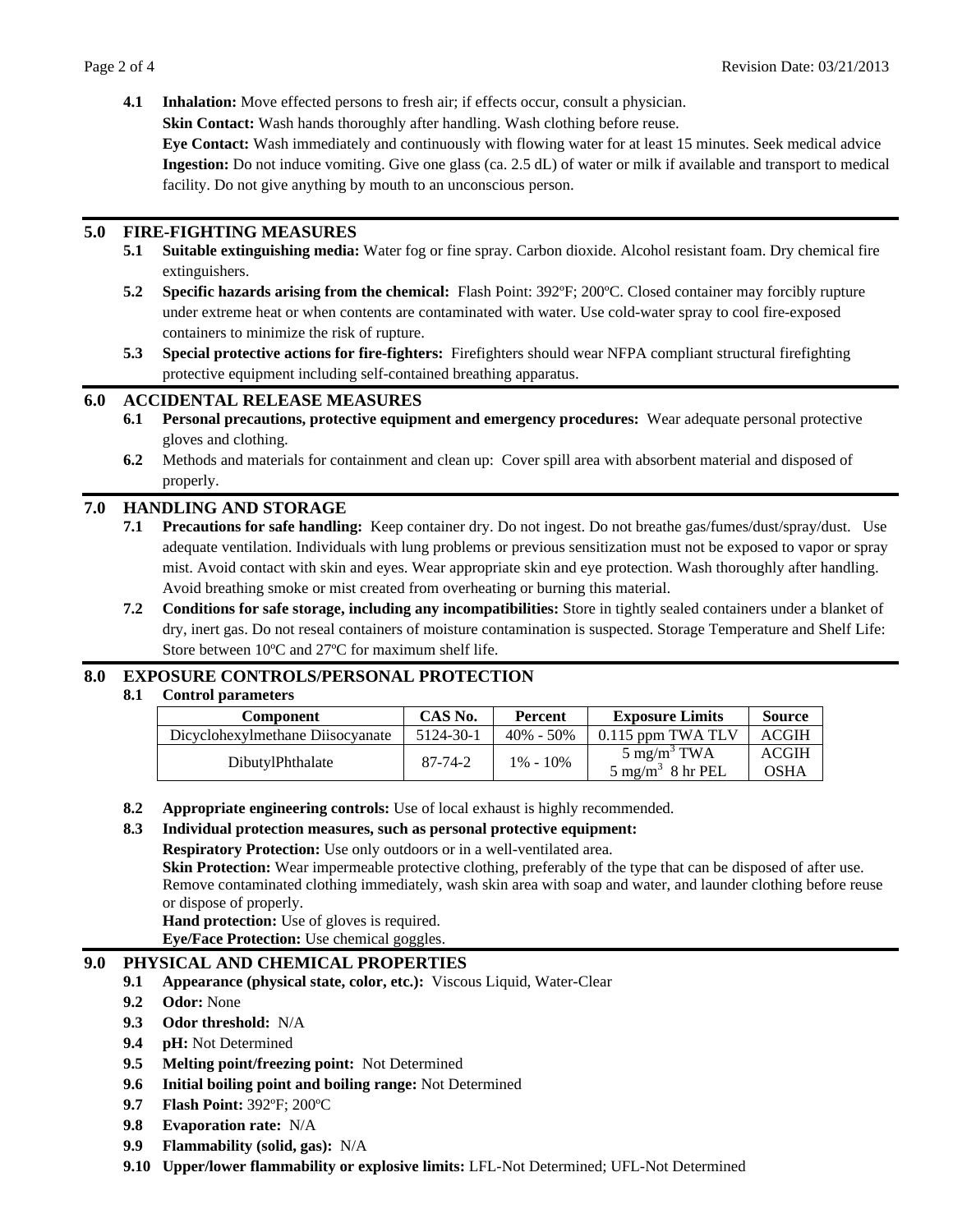**4.1** **Inhalation:** Move effected persons to fresh air; if effects occur, consult a physician.
**Skin Contact:** Wash hands thoroughly after handling. Wash clothing before reuse.
**Eye Contact:** Wash immediately and continuously with flowing water for at least 15 minutes. Seek medical advice
**Ingestion:** Do not induce vomiting. Give one glass (ca. 2.5 dL) of water or milk if available and transport to medical facility. Do not give anything by mouth to an unconscious person.

## 5.0 FIRE-FIGHTING MEASURES

**5.1** **Suitable extinguishing media:** Water fog or fine spray. Carbon dioxide. Alcohol resistant foam. Dry chemical fire extinguishers.

**5.2** **Specific hazards arising from the chemical:** Flash Point: 392ºF; 200ºC. Closed container may forcibly rupture under extreme heat or when contents are contaminated with water. Use cold-water spray to cool fire-exposed containers to minimize the risk of rupture.

**5.3** **Special protective actions for fire-fighters:** Firefighters should wear NFPA compliant structural firefighting protective equipment including self-contained breathing apparatus.

## 6.0 ACCIDENTAL RELEASE MEASURES

**6.1** **Personal precautions, protective equipment and emergency procedures:** Wear adequate personal protective gloves and clothing.

**6.2** Methods and materials for containment and clean up: Cover spill area with absorbent material and disposed of properly.

## 7.0 HANDLING AND STORAGE

**7.1** **Precautions for safe handling:** Keep container dry. Do not ingest. Do not breathe gas/fumes/dust/spray/dust. Use adequate ventilation. Individuals with lung problems or previous sensitization must not be exposed to vapor or spray mist. Avoid contact with skin and eyes. Wear appropriate skin and eye protection. Wash thoroughly after handling. Avoid breathing smoke or mist created from overheating or burning this material.

**7.2** **Conditions for safe storage, including any incompatibilities:** Store in tightly sealed containers under a blanket of dry, inert gas. Do not reseal containers of moisture contamination is suspected. Storage Temperature and Shelf Life: Store between 10ºC and 27ºC for maximum shelf life.

## 8.0 EXPOSURE CONTROLS/PERSONAL PROTECTION

**8.1** **Control parameters**

| Component | CAS No. | Percent | Exposure Limits | Source |
|---|---|---|---|---|
| Dicyclohexylmethane Diisocyanate | 5124-30-1 | 40% - 50% | 0.115 ppm TWA TLV | ACGIH |
| DibutylPhthalate | 87-74-2 | 1% - 10% | 5 $mg/m^3$ TWA<br>5 $mg/m^3$ 8 hr PEL | ACGIH<br>OSHA |

**8.2** **Appropriate engineering controls:** Use of local exhaust is highly recommended.

**8.3** **Individual protection measures, such as personal protective equipment:**
**Respiratory Protection:** Use only outdoors or in a well-ventilated area.
**Skin Protection:** Wear impermeable protective clothing, preferably of the type that can be disposed of after use. Remove contaminated clothing immediately, wash skin area with soap and water, and launder clothing before reuse or dispose of properly.
**Hand protection:** Use of gloves is required.
**Eye/Face Protection:** Use chemical goggles.

## 9.0 PHYSICAL AND CHEMICAL PROPERTIES

**9.1** **Appearance (physical state, color, etc.):** Viscous Liquid, Water-Clear
**9.2** **Odor:** None
**9.3** **Odor threshold:** N/A
**9.4** **pH:** Not Determined
**9.5** **Melting point/freezing point:** Not Determined
**9.6** **Initial boiling point and boiling range:** Not Determined
**9.7** **Flash Point:** 392ºF; 200ºC
**9.8** **Evaporation rate:** N/A
**9.9** **Flammability (solid, gas):** N/A
**9.10** **Upper/lower flammability or explosive limits:** LFL-Not Determined; UFL-Not Determined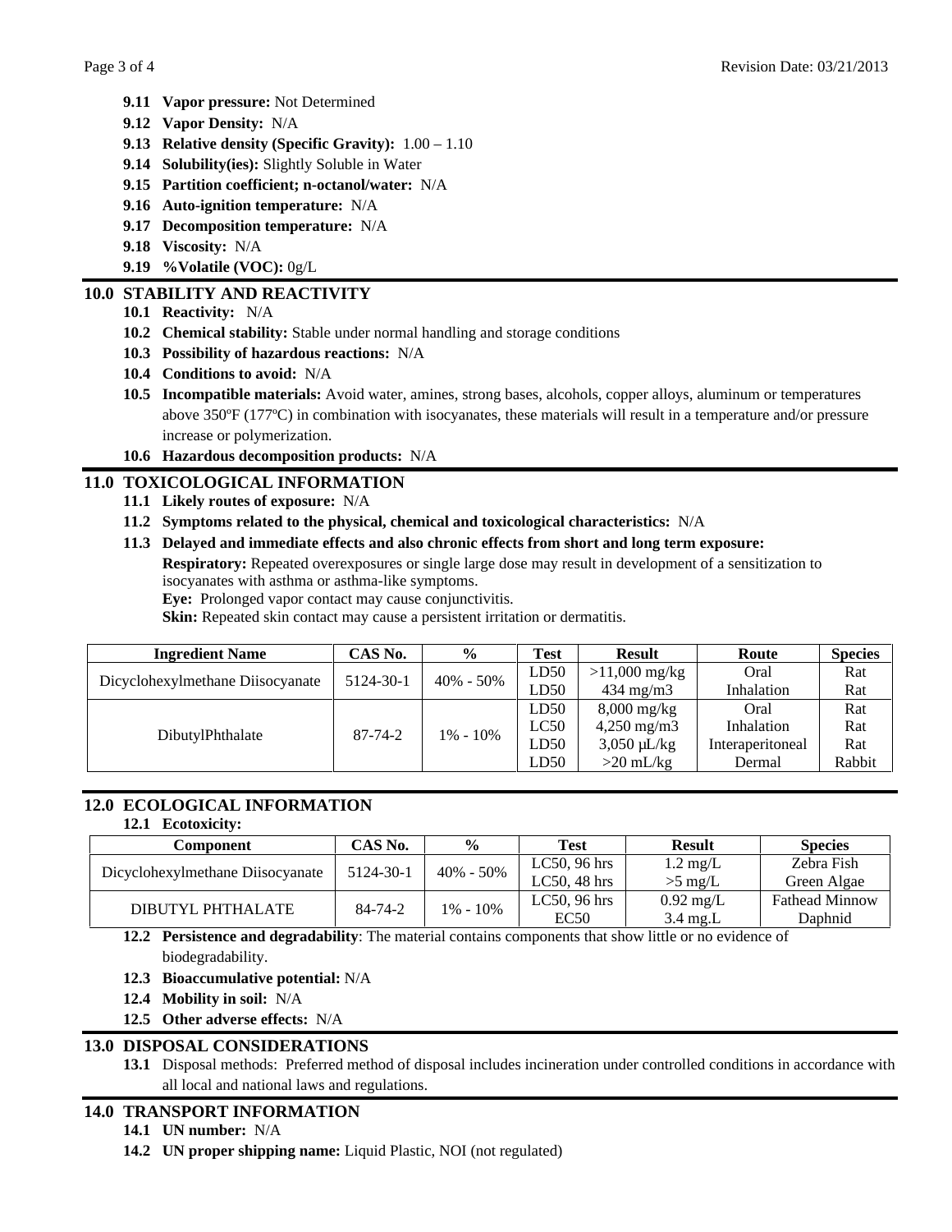- **9.11 Vapor pressure:** Not Determined
- **9.12 Vapor Density:** N/A
- **9.13 Relative density (Specific Gravity):** 1.00 – 1.10
- **9.14 Solubility(ies):** Slightly Soluble in Water
- **9.15 Partition coefficient; n-octanol/water:** N/A
- **9.16 Auto-ignition temperature:** N/A
- **9.17 Decomposition temperature:** N/A
- **9.18 Viscosity:** N/A
- **9.19 %Volatile (VOC):** 0g/L

## 10.0 STABILITY AND REACTIVITY

- **10.1 Reactivity:** N/A
- **10.2 Chemical stability:** Stable under normal handling and storage conditions
- **10.3 Possibility of hazardous reactions:** N/A
- **10.4 Conditions to avoid:** N/A
- **10.5 Incompatible materials:** Avoid water, amines, strong bases, alcohols, copper alloys, aluminum or temperatures above 350ºF (177ºC) in combination with isocyanates, these materials will result in a temperature and/or pressure increase or polymerization.
- **10.6 Hazardous decomposition products:** N/A

## 11.0 TOXICOLOGICAL INFORMATION

- **11.1 Likely routes of exposure:** N/A
- **11.2 Symptoms related to the physical, chemical and toxicological characteristics:** N/A
- **11.3 Delayed and immediate effects and also chronic effects from short and long term exposure:**

  **Respiratory:** Repeated overexposures or single large dose may result in development of a sensitization to isocyanates with asthma or asthma-like symptoms.
  **Eye:** Prolonged vapor contact may cause conjunctivitis.
  **Skin:** Repeated skin contact may cause a persistent irritation or dermatitis.

| Ingredient Name | CAS No. | % | Test | Result | Route | Species |
|---|---|---|---|---|---|---|
| Dicyclohexylmethane Diisocyanate | 5124-30-1 | 40% - 50% | LD50<br>LD50 | >11,000 mg/kg<br>434 mg/m3 | Oral<br>Inhalation | Rat<br>Rat |
| DibutylPhthalate | 87-74-2 | 1% - 10% | LD50<br>LC50<br>LD50<br>LD50 | 8,000 mg/kg<br>4,250 mg/m3<br>3,050 µL/kg<br>>20 mL/kg | Oral<br>Inhalation<br>Interaperitoneal<br>Dermal | Rat<br>Rat<br>Rat<br>Rabbit |

## 12.0 ECOLOGICAL INFORMATION

**12.1 Ecotoxicity:**

| Component | CAS No. | % | Test | Result | Species |
|---|---|---|---|---|---|
| Dicyclohexylmethane Diisocyanate | 5124-30-1 | 40% - 50% | LC50, 96 hrs<br>LC50, 48 hrs | 1.2 mg/L<br>>5 mg/L | Zebra Fish<br>Green Algae |
| DIBUTYL PHTHALATE | 84-74-2 | 1% - 10% | LC50, 96 hrs<br>EC50 | 0.92 mg/L<br>3.4 mg.L | Fathead Minnow<br>Daphnid |

- **12.2 Persistence and degradability**: The material contains components that show little or no evidence of biodegradability.
- **12.3 Bioaccumulative potential:** N/A
- **12.4 Mobility in soil:** N/A
- **12.5 Other adverse effects:** N/A

## 13.0 DISPOSAL CONSIDERATIONS

- **13.1** Disposal methods: Preferred method of disposal includes incineration under controlled conditions in accordance with all local and national laws and regulations.

## 14.0 TRANSPORT INFORMATION

- **14.1 UN number:** N/A
- **14.2 UN proper shipping name:** Liquid Plastic, NOI (not regulated)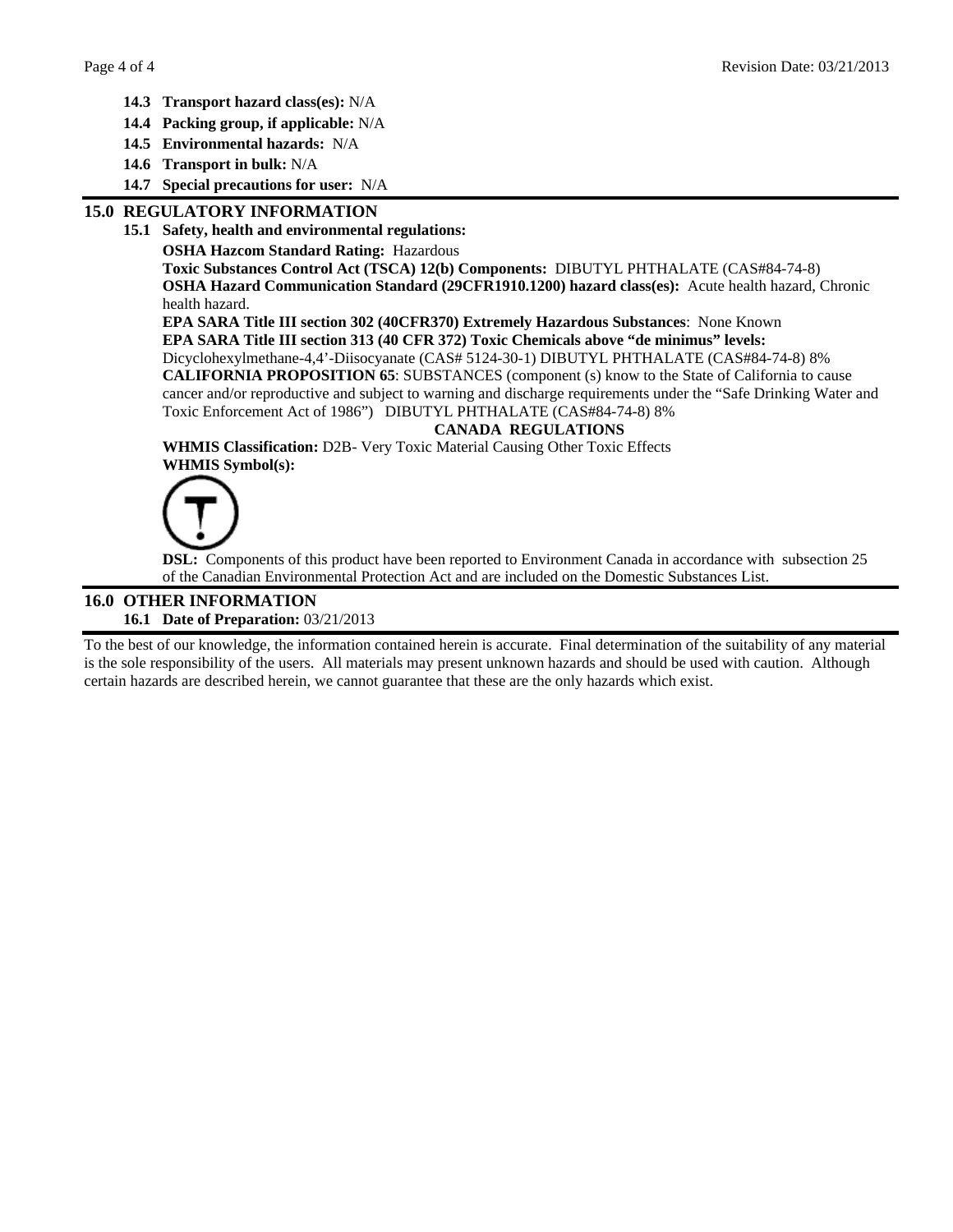**14.3 Transport hazard class(es):** N/A

**14.4 Packing group, if applicable:** N/A

**14.5 Environmental hazards:** N/A

**14.6 Transport in bulk:** N/A

**14.7 Special precautions for user:** N/A

## 15.0 REGULATORY INFORMATION

**15.1 Safety, health and environmental regulations:**

**OSHA Hazcom Standard Rating:** Hazardous

**Toxic Substances Control Act (TSCA) 12(b) Components:** DIBUTYL PHTHALATE (CAS#84-74-8)

**OSHA Hazard Communication Standard (29CFR1910.1200) hazard class(es):** Acute health hazard, Chronic health hazard.

**EPA SARA Title III section 302 (40CFR370) Extremely Hazardous Substances**: None Known

**EPA SARA Title III section 313 (40 CFR 372) Toxic Chemicals above "de minimus" levels:** Dicyclohexylmethane-4,4'-Diisocyanate (CAS# 5124-30-1) DIBUTYL PHTHALATE (CAS#84-74-8) 8%

**CALIFORNIA PROPOSITION 65**: SUBSTANCES (component (s) know to the State of California to cause cancer and/or reproductive and subject to warning and discharge requirements under the "Safe Drinking Water and Toxic Enforcement Act of 1986") DIBUTYL PHTHALATE (CAS#84-74-8) 8%

**CANADA REGULATIONS**

**WHMIS Classification:** D2B- Very Toxic Material Causing Other Toxic Effects

**WHMIS Symbol(s):**

**DSL:** Components of this product have been reported to Environment Canada in accordance with subsection 25 of the Canadian Environmental Protection Act and are included on the Domestic Substances List.

## 16.0 OTHER INFORMATION

**16.1 Date of Preparation:** 03/21/2013

To the best of our knowledge, the information contained herein is accurate. Final determination of the suitability of any material is the sole responsibility of the users. All materials may present unknown hazards and should be used with caution. Although certain hazards are described herein, we cannot guarantee that these are the only hazards which exist.